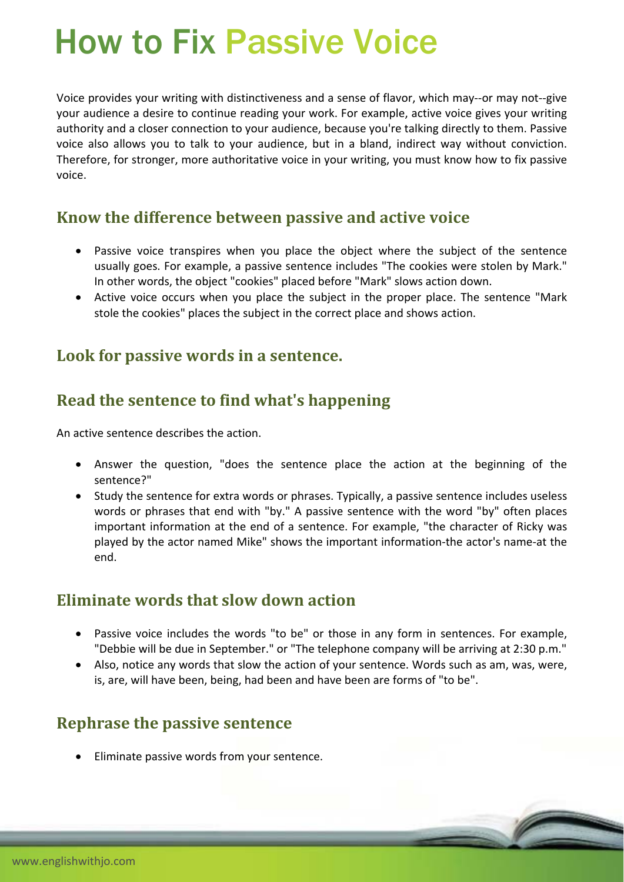# How to Fix Passive Voice

Voice provides your writing with distinctiveness and a sense of flavor, which may--or may not--give your audience a desire to continue reading your work. For example, active voice gives your writing authority and a closer connection to your audience, because you're talking directly to them. Passive voice also allows you to talk to your audience, but in a bland, indirect way without conviction. Therefore, for stronger, more authoritative voice in your writing, you must know how to fix passive voice.

## Know the difference between passive and active voice

- Passive voice transpires when you place the object where the subject of the sentence usually goes. For example, a passive sentence includes "The cookies were stolen by Mark." In other words, the object "cookies" placed before "Mark" slows action down.
- Active voice occurs when you place the subject in the proper place. The sentence "Mark stole the cookies" places the subject in the correct place and shows action.

## Look for passive words in a sentence.

## Read the sentence to find what's happening

An active sentence describes the action.

- Answer the question, "does the sentence place the action at the beginning of the sentence?"
- Study the sentence for extra words or phrases. Typically, a passive sentence includes useless words or phrases that end with "by." A passive sentence with the word "by" often places important information at the end of a sentence. For example, "the character of Ricky was played by the actor named Mike" shows the important information-the actor's name-at the end.

## Eliminate words that slow down action

- Passive voice includes the words "to be" or those in any form in sentences. For example, "Debbie will be due in September." or "The telephone company will be arriving at 2:30 p.m."
- Also, notice any words that slow the action of your sentence. Words such as am, was, were, is, are, will have been, being, had been and have been are forms of "to be".

## Rephrase the passive sentence

- Eliminate passive words from your sentence.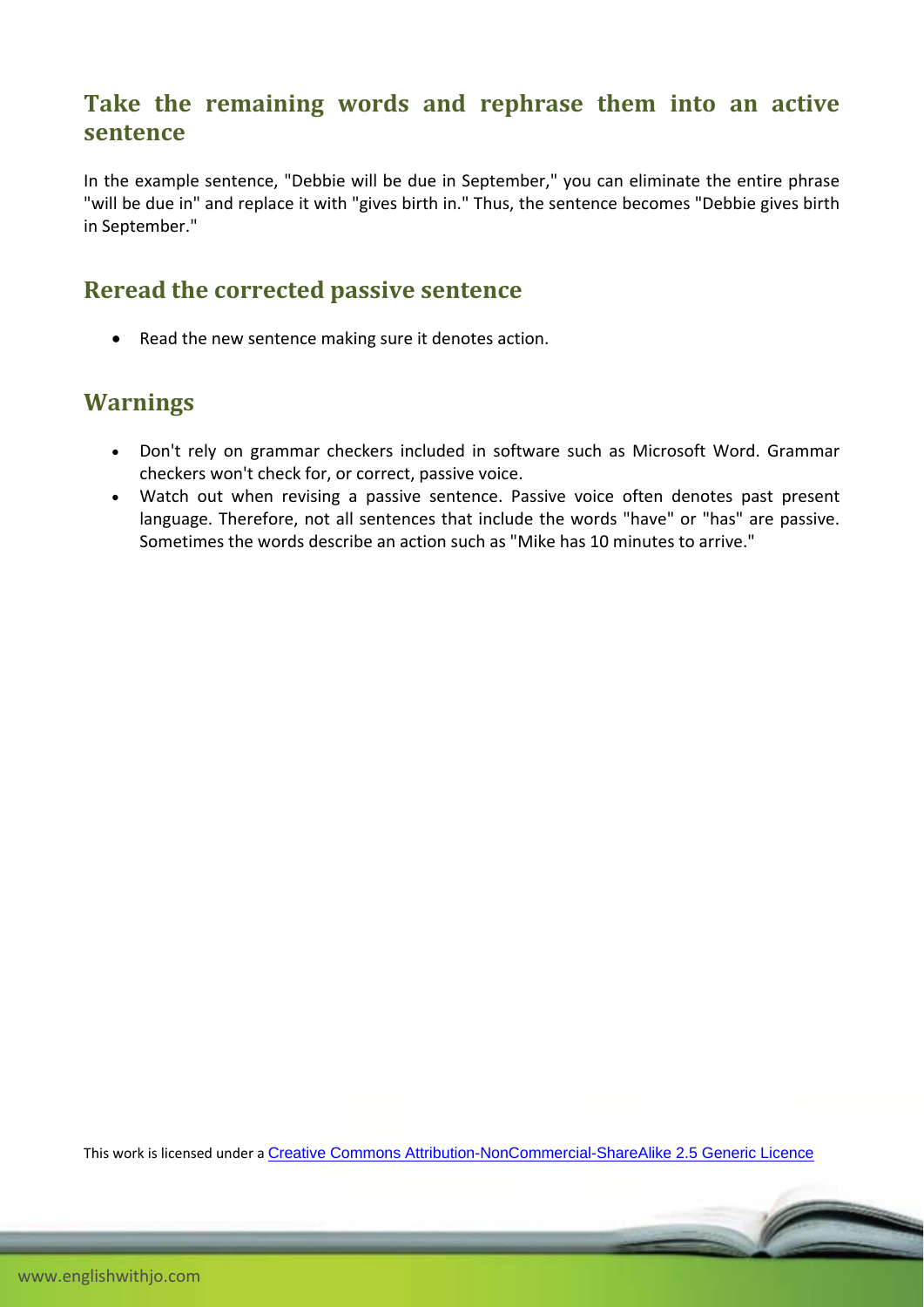## Take the remaining words and rephrase them into an active sentence

In the example sentence, "Debbie will be due in September," you can eliminate the entire phrase "will be due in" and replace it with "gives birth in." Thus, the sentence becomes "Debbie gives birth in September."

## Reread the corrected passive sentence

- Read the new sentence making sure it denotes action.

## Warnings

- Don't rely on grammar checkers included in software such as Microsoft Word. Grammar checkers won't check for, or correct, passive voice.
- Watch out when revising a passive sentence. Passive voice often denotes past present language. Therefore, not all sentences that include the words "have" or "has" are passive. Sometimes the words describe an action such as "Mike has 10 minutes to arrive."

This work is licensed under a Creative Commons Attribution-NonCommercial-ShareAlike 2.5 Generic Licence